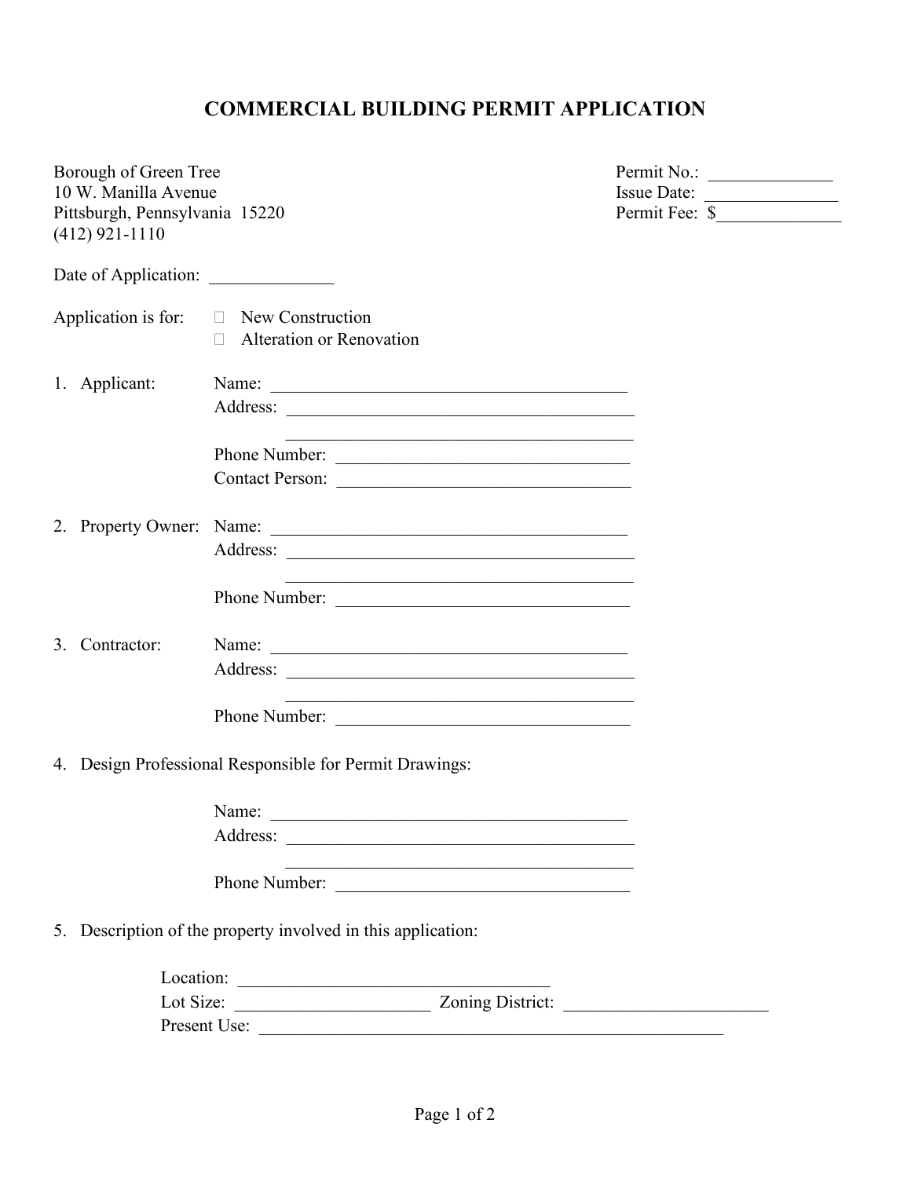# COMMERCIAL BUILDING PERMIT APPLICATION

Borough of Green Tree
10 W. Manilla Avenue
Pittsburgh, Pennsylvania 15220
(412) 921-1110

Permit No.: ______________
Issue Date: _______________
Permit Fee: $______________

Date of Application: ______________

Application is for:
- ☐ New Construction
- ☐ Alteration or Renovation

1. Applicant:
   Name: ___________________________________________
   Address: ___________________________________________
   ___________________________________________
   Phone Number: ___________________________________
   Contact Person: ___________________________________

2. Property Owner:
   Name: ___________________________________________
   Address: ___________________________________________
   ___________________________________________
   Phone Number: ___________________________________

3. Contractor:
   Name: ___________________________________________
   Address: ___________________________________________
   ___________________________________________
   Phone Number: ___________________________________

4. Design Professional Responsible for Permit Drawings:
   Name: ___________________________________________
   Address: ___________________________________________
   ___________________________________________
   Phone Number: ___________________________________

5. Description of the property involved in this application:
   Location: ____________________________________
   Lot Size: ______________________ Zoning District: ________________________
   Present Use: ________________________________________________________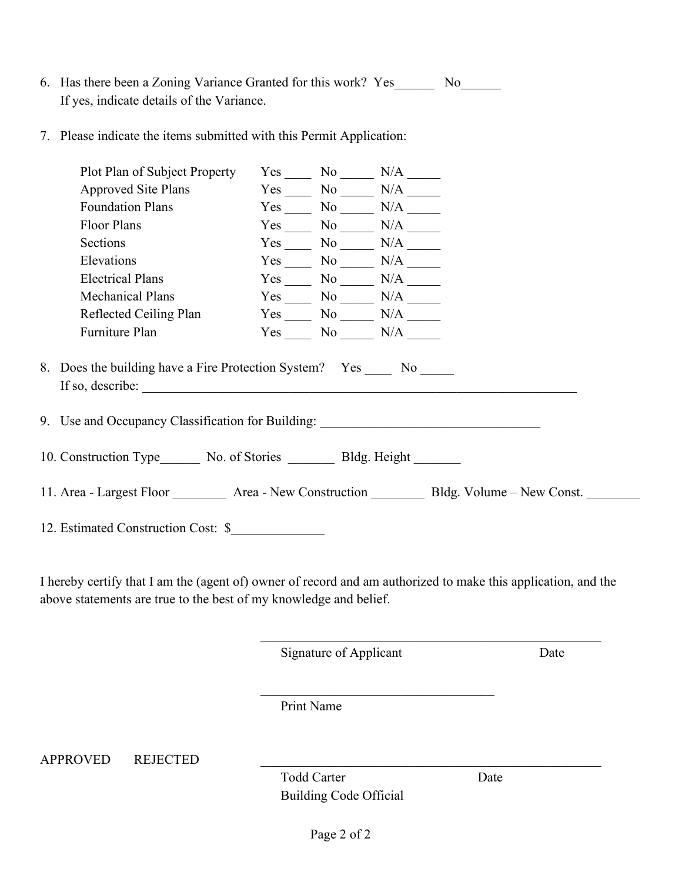6. Has there been a Zoning Variance Granted for this work? Yes______ No______
   If yes, indicate details of the Variance.

7. Please indicate the items submitted with this Permit Application:

| | | | |
|---|---|---|---|
| Plot Plan of Subject Property | Yes ____ | No _____ | N/A _____ |
| Approved Site Plans | Yes ____ | No _____ | N/A _____ |
| Foundation Plans | Yes ____ | No _____ | N/A _____ |
| Floor Plans | Yes ____ | No _____ | N/A _____ |
| Sections | Yes ____ | No _____ | N/A _____ |
| Elevations | Yes ____ | No _____ | N/A _____ |
| Electrical Plans | Yes ____ | No _____ | N/A _____ |
| Mechanical Plans | Yes ____ | No _____ | N/A _____ |
| Reflected Ceiling Plan | Yes ____ | No _____ | N/A _____ |
| Furniture Plan | Yes ____ | No _____ | N/A _____ |

8. Does the building have a Fire Protection System? Yes ____ No _____
   If so, describe: ______________________________________________________________________

9. Use and Occupancy Classification for Building: _________________________________

10. Construction Type______ No. of Stories _______ Bldg. Height _______

11. Area - Largest Floor ________ Area - New Construction ________ Bldg. Volume – New Const. ________

12. Estimated Construction Cost: $______________

I hereby certify that I am the (agent of) owner of record and am authorized to make this application, and the above statements are true to the best of my knowledge and belief.

_____________________________________________________
Signature of Applicant                                        Date

____________________________________
Print Name

APPROVED       REJECTED

_____________________________________________________
Todd Carter                                        Date
Building Code Official